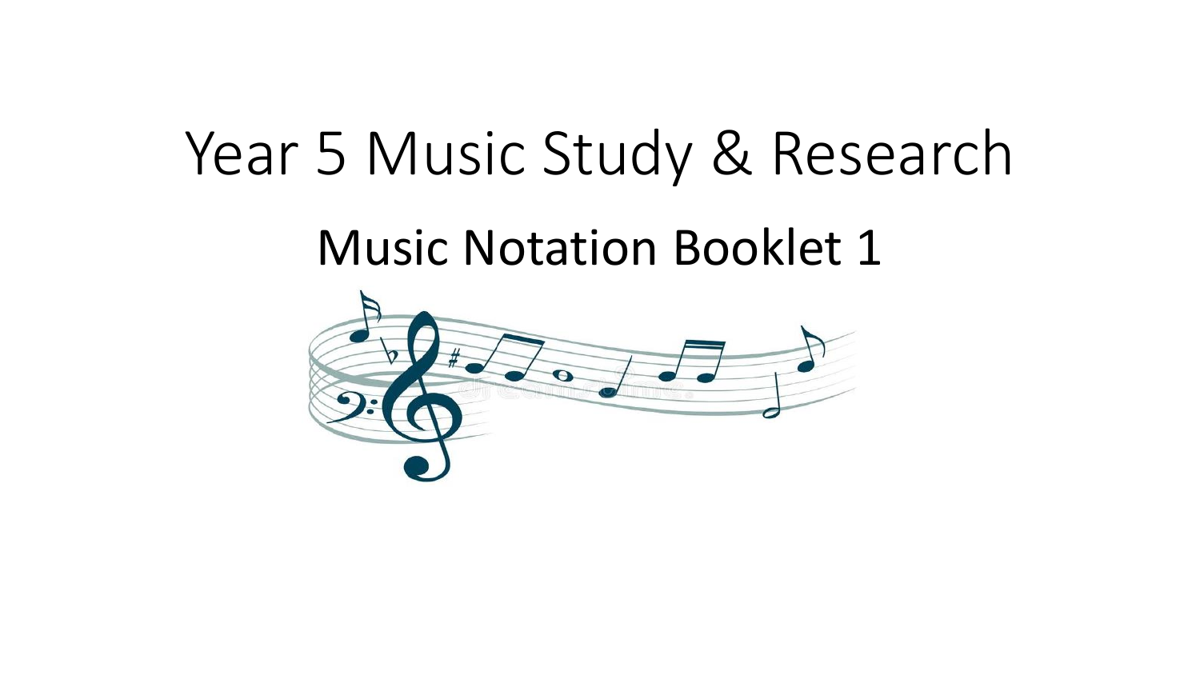# Year 5 Music Study & Research

## Music Notation Booklet 1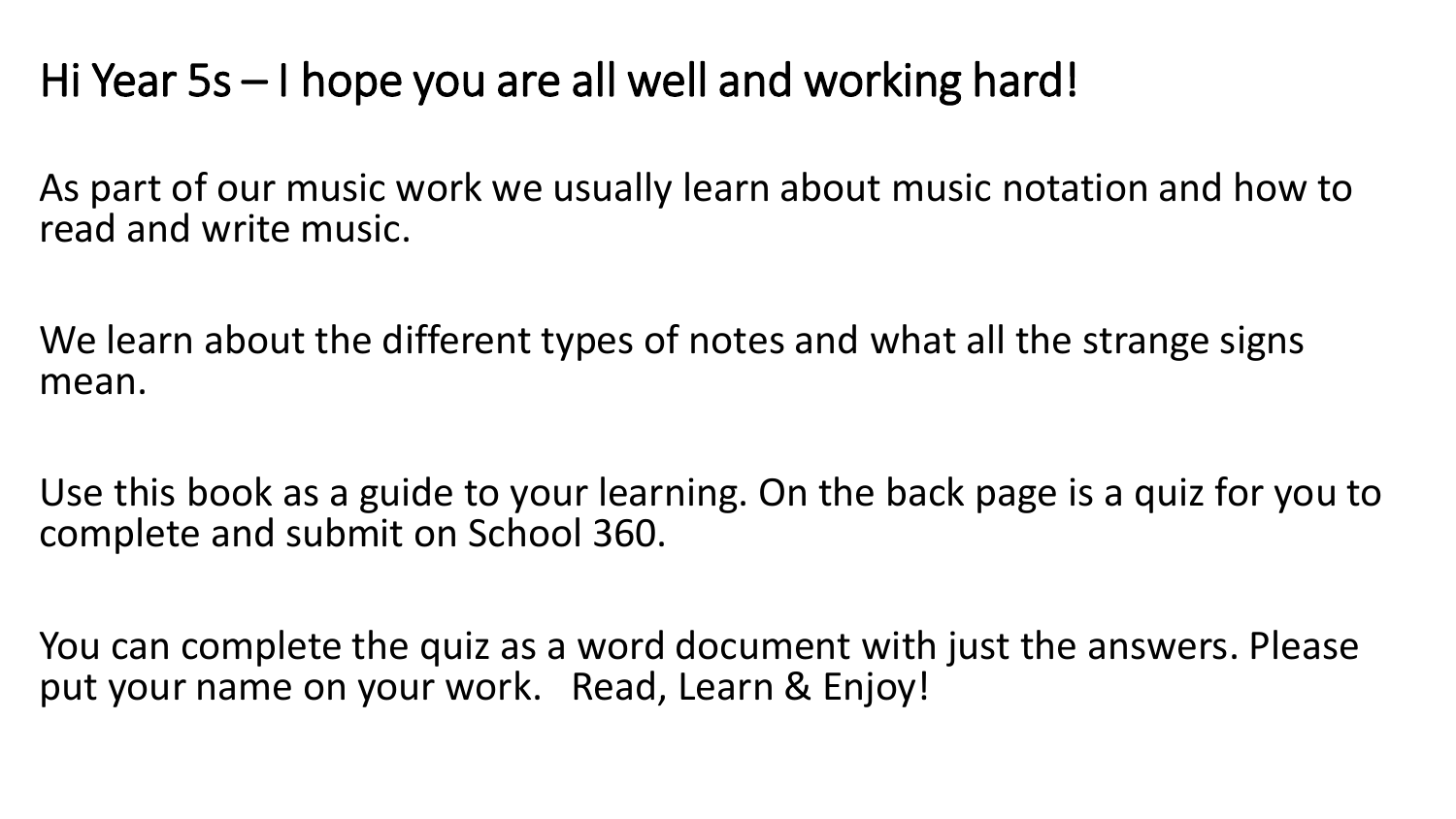# Hi Year 5s – I hope you are all well and working hard!

As part of our music work we usually learn about music notation and how to read and write music.

We learn about the different types of notes and what all the strange signs mean.

Use this book as a guide to your learning. On the back page is a quiz for you to complete and submit on School 360.

You can complete the quiz as a word document with just the answers. Please put your name on your work. Read, Learn & Enjoy!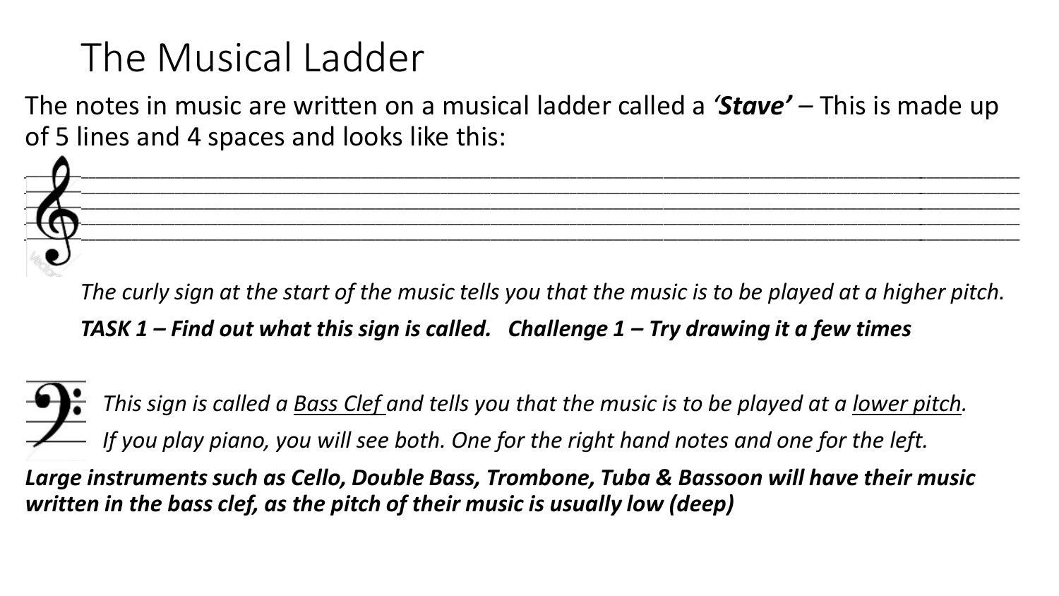# The Musical Ladder

The notes in music are written on a musical ladder called a ***'Stave'*** – This is made up of 5 lines and 4 spaces and looks like this:

*The curly sign at the start of the music tells you that the music is to be played at a higher pitch.*

***TASK 1 – Find out what this sign is called.   Challenge 1 – Try drawing it a few times***

*This sign is called a <u>Bass Clef</u> and tells you that the music is to be played at a <u>lower pitch</u>.*

*If you play piano, you will see both. One for the right hand notes and one for the left.*

***Large instruments such as Cello, Double Bass, Trombone, Tuba & Bassoon will have their music written in the bass clef, as the pitch of their music is usually low (deep)***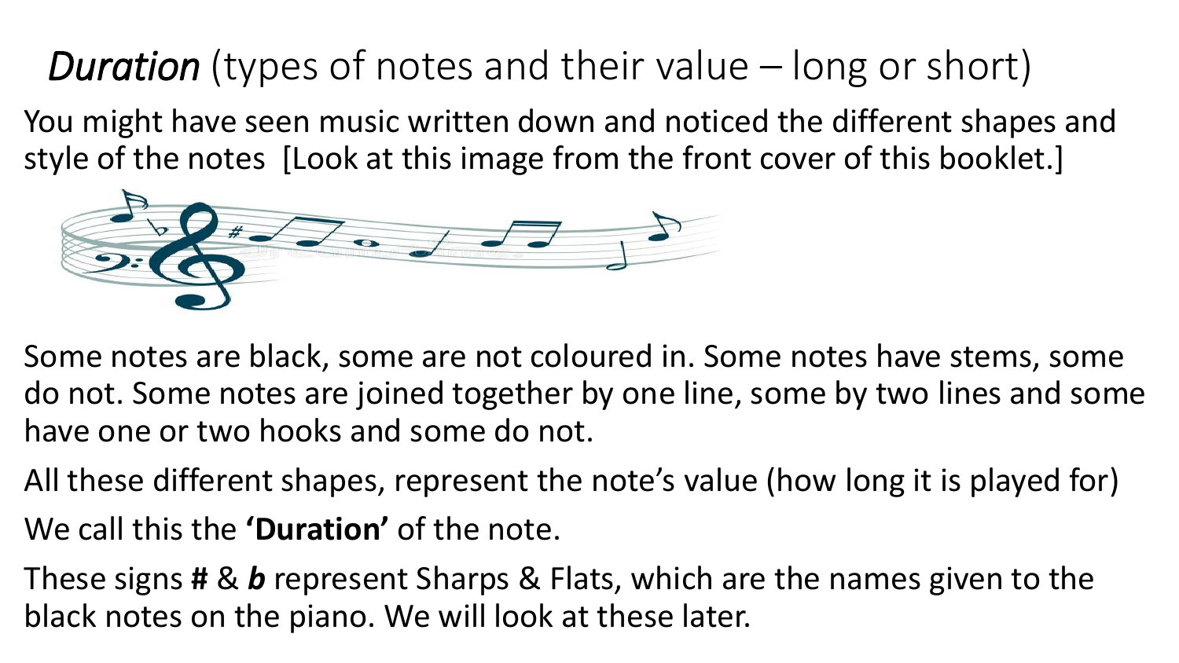# *Duration* (types of notes and their value – long or short)

You might have seen music written down and noticed the different shapes and style of the notes [Look at this image from the front cover of this booklet.]

Some notes are black, some are not coloured in. Some notes have stems, some do not. Some notes are joined together by one line, some by two lines and some have one or two hooks and some do not.

All these different shapes, represent the note's value (how long it is played for)

We call this the **'Duration'** of the note.

These signs **#** & ***b*** represent Sharps & Flats, which are the names given to the black notes on the piano. We will look at these later.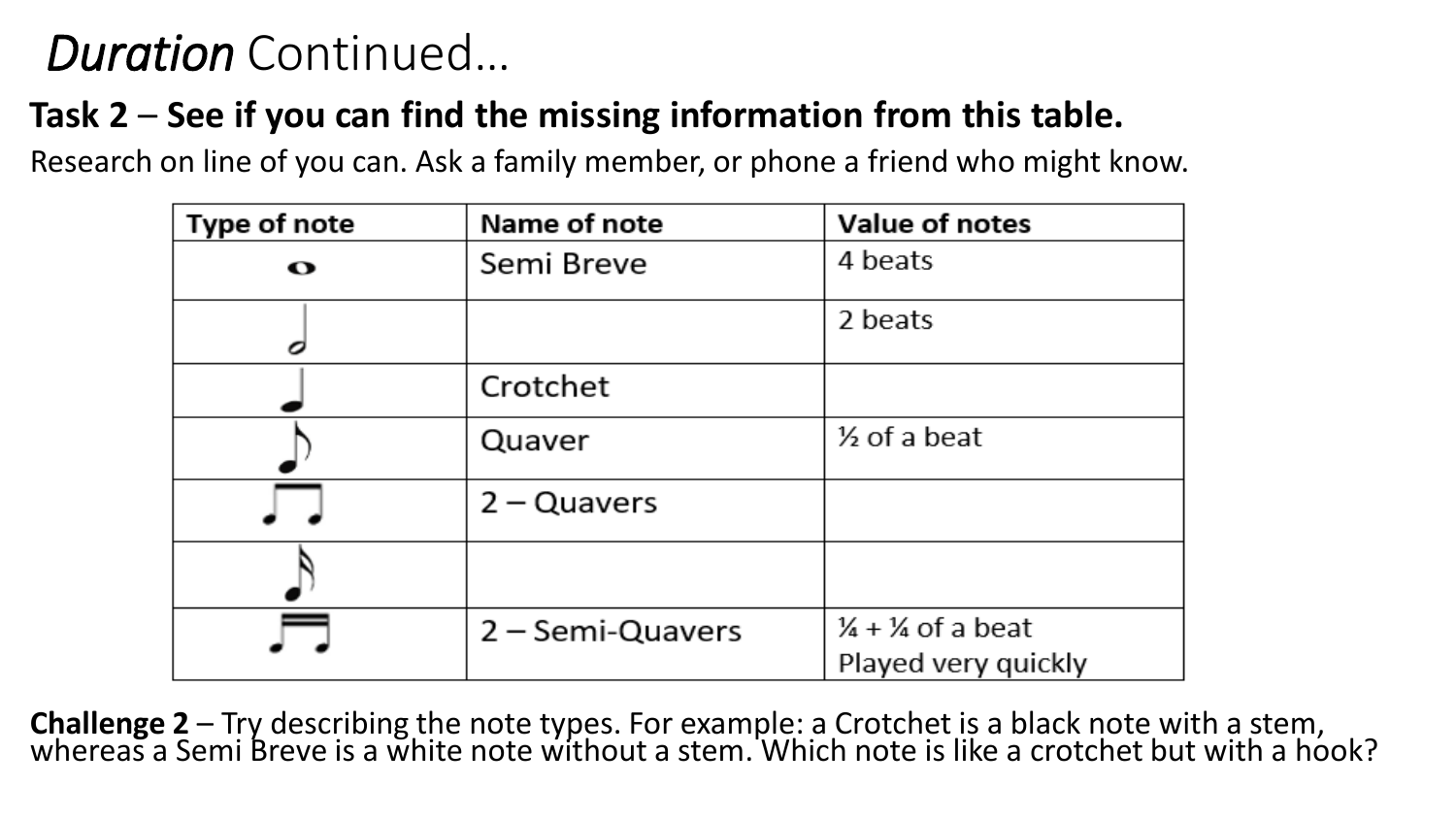# *Duration* Continued…

**Task 2 – See if you can find the missing information from this table.**

Research on line of you can. Ask a family member, or phone a friend who might know.

| Type of note | Name of note | Value of notes |
|---|---|---|
| 𝅝 | Semi Breve | 4 beats |
| 𝅗𝅥 | | 2 beats |
| ♩ | Crotchet | |
| ♪ | Quaver | ½ of a beat |
| ♫ | 2 – Quavers | |
| 𝅘𝅥𝅯 | | |
| ♬ | 2 – Semi-Quavers | ¼ + ¼ of a beat Played very quickly |

**Challenge 2** – Try describing the note types. For example: a Crotchet is a black note with a stem, whereas a Semi Breve is a white note without a stem. Which note is like a crotchet but with a hook?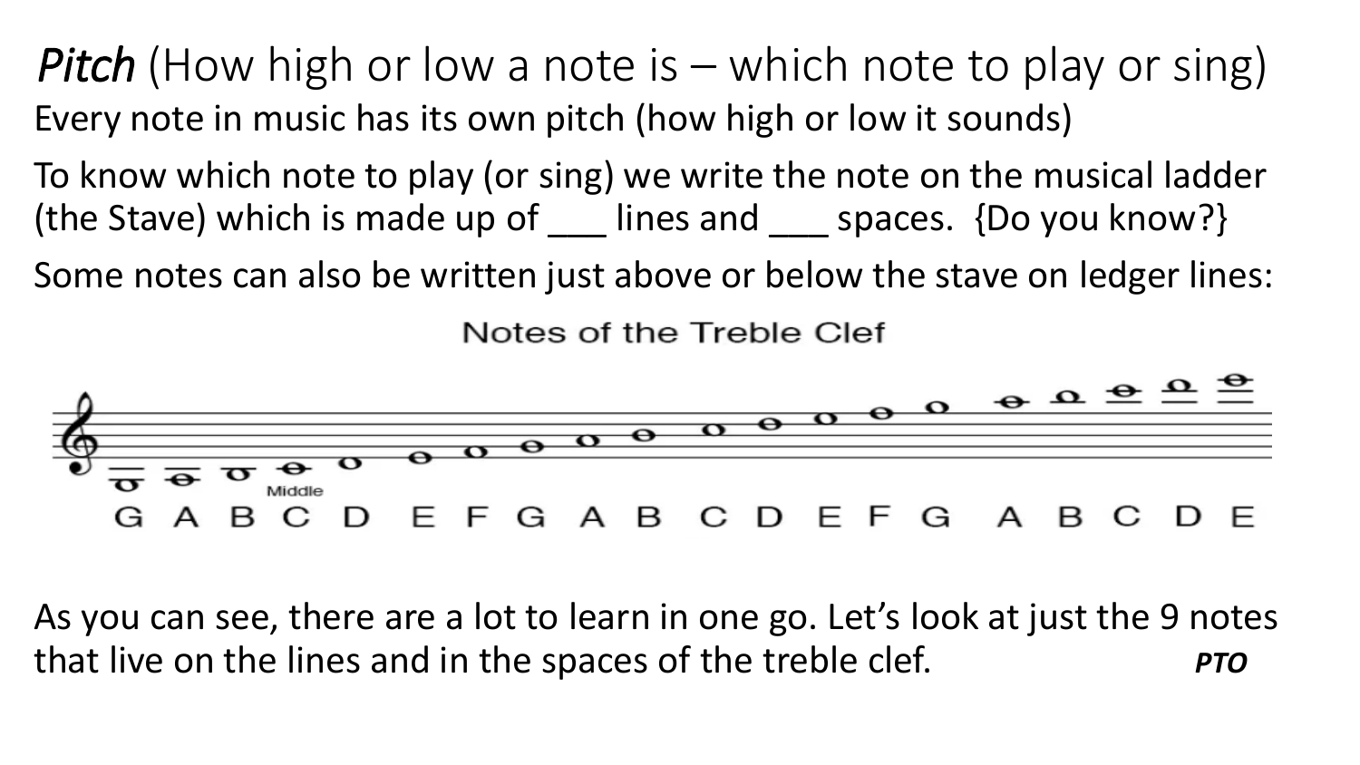# *Pitch* (How high or low a note is – which note to play or sing)

Every note in music has its own pitch (how high or low it sounds)

To know which note to play (or sing) we write the note on the musical ladder (the Stave) which is made up of ___ lines and ___ spaces. {Do you know?}

Some notes can also be written just above or below the stave on ledger lines:

Notes of the Treble Clef

Middle

G A B C D E F G A B C D E F G A B C D E

As you can see, there are a lot to learn in one go. Let's look at just the 9 notes that live on the lines and in the spaces of the treble clef. ***PTO***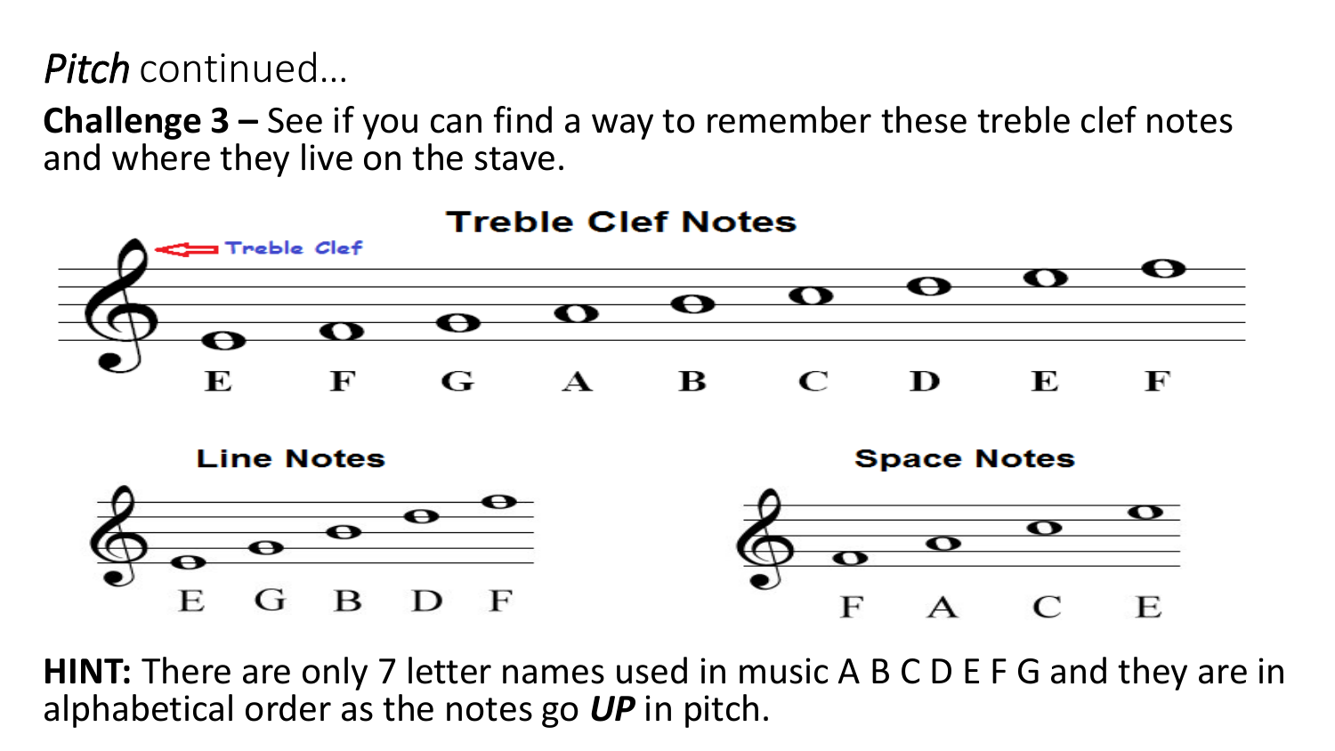*Pitch* continued…

**Challenge 3 –** See if you can find a way to remember these treble clef notes and where they live on the stave.

**Treble Clef Notes**

Treble Clef

E F G A B C D E F

**Line Notes**

E G B D F

**Space Notes**

F A C E

**HINT:** There are only 7 letter names used in music A B C D E F G and they are in alphabetical order as the notes go ***UP*** in pitch.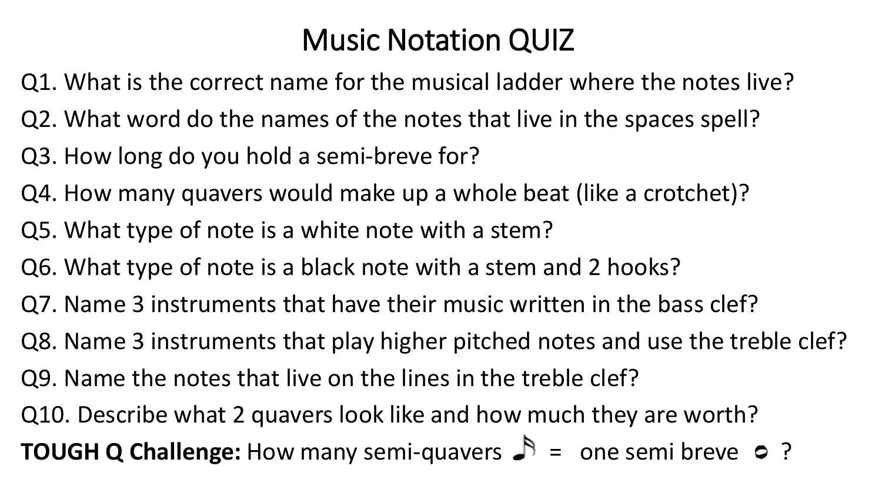# Music Notation QUIZ

Q1. What is the correct name for the musical ladder where the notes live?

Q2. What word do the names of the notes that live in the spaces spell?

Q3. How long do you hold a semi-breve for?

Q4. How many quavers would make up a whole beat (like a crotchet)?

Q5. What type of note is a white note with a stem?

Q6. What type of note is a black note with a stem and 2 hooks?

Q7. Name 3 instruments that have their music written in the bass clef?

Q8. Name 3 instruments that play higher pitched notes and use the treble clef?

Q9. Name the notes that live on the lines in the treble clef?

Q10. Describe what 2 quavers look like and how much they are worth?

**TOUGH Q Challenge:** How many semi-quavers 𝅘𝅥𝅯 = one semi breve 𝅝 ?